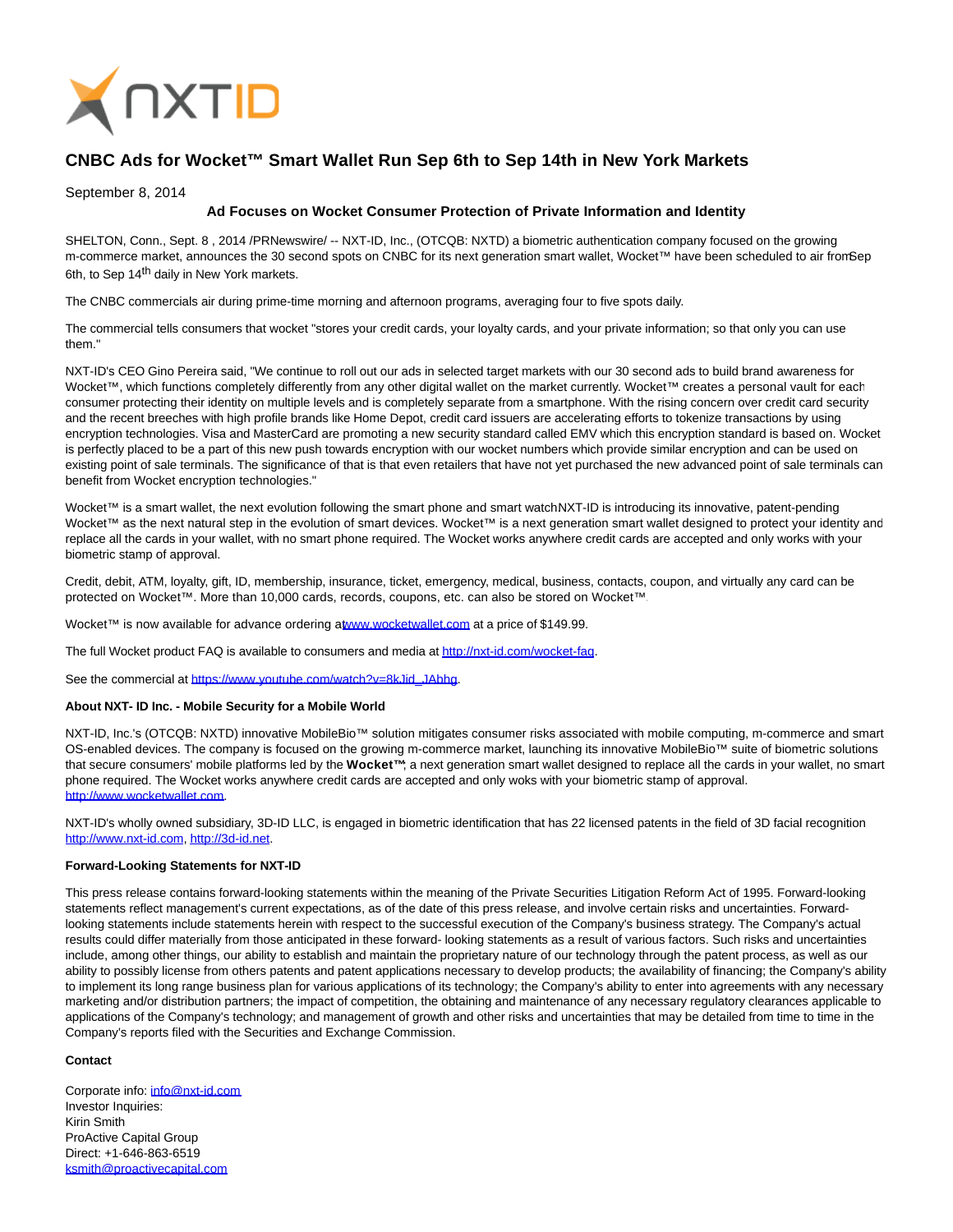# CNBC Ads for Wocket™ Smart Wallet Run Sep 6th to Sep 14th in New York Markets

September 8, 2014

**Ad Focuses on Wocket Consumer Protection of Private Information and Identity**

SHELTON, Conn., Sept. 8 , 2014 /PRNewswire/ -- NXT-ID, Inc., (OTCQB: NXTD) a biometric authentication company focused on the growing m-commerce market, announces the 30 second spots on CNBC for its next generation smart wallet, Wocket™ have been scheduled to air from Sep 6th, to Sep 14th daily in New York markets.

The CNBC commercials air during prime-time morning and afternoon programs, averaging four to five spots daily.

The commercial tells consumers that wocket "stores your credit cards, your loyalty cards, and your private information; so that only you can use them."

NXT-ID's CEO Gino Pereira said, "We continue to roll out our ads in selected target markets with our 30 second ads to build brand awareness for Wocket™, which functions completely differently from any other digital wallet on the market currently. Wocket™ creates a personal vault for each consumer protecting their identity on multiple levels and is completely separate from a smartphone. With the rising concern over credit card security and the recent breeches with high profile brands like Home Depot, credit card issuers are accelerating efforts to tokenize transactions by using encryption technologies. Visa and MasterCard are promoting a new security standard called EMV which this encryption standard is based on. Wocket is perfectly placed to be a part of this new push towards encryption with our wocket numbers which provide similar encryption and can be used on existing point of sale terminals. The significance of that is that even retailers that have not yet purchased the new advanced point of sale terminals can benefit from Wocket encryption technologies."

Wocket™ is a smart wallet, the next evolution following the smart phone and smart watch. NXT-ID is introducing its innovative, patent-pending Wocket™ as the next natural step in the evolution of smart devices. Wocket™ is a next generation smart wallet designed to protect your identity and replace all the cards in your wallet, with no smart phone required. The Wocket works anywhere credit cards are accepted and only works with your biometric stamp of approval.

Credit, debit, ATM, loyalty, gift, ID, membership, insurance, ticket, emergency, medical, business, contacts, coupon, and virtually any card can be protected on Wocket™. More than 10,000 cards, records, coupons, etc. can also be stored on Wocket™.

Wocket™ is now available for advance ordering at www.wocketwallet.com at a price of $149.99.

The full Wocket product FAQ is available to consumers and media at http://nxt-id.com/wocket-faq.

See the commercial at https://www.youtube.com/watch?v=8kJid_JAbhg.

**About NXT- ID Inc. - Mobile Security for a Mobile World**

NXT-ID, Inc.'s (OTCQB: NXTD) innovative MobileBio™ solution mitigates consumer risks associated with mobile computing, m-commerce and smart OS-enabled devices. The company is focused on the growing m-commerce market, launching its innovative MobileBio™ suite of biometric solutions that secure consumers' mobile platforms led by the **Wocket™**; a next generation smart wallet designed to replace all the cards in your wallet, no smart phone required. The Wocket works anywhere credit cards are accepted and only woks with your biometric stamp of approval. http://www.wocketwallet.com.

NXT-ID's wholly owned subsidiary, 3D-ID LLC, is engaged in biometric identification that has 22 licensed patents in the field of 3D facial recognition http://www.nxt-id.com, http://3d-id.net.

**Forward-Looking Statements for NXT-ID**

This press release contains forward-looking statements within the meaning of the Private Securities Litigation Reform Act of 1995. Forward-looking statements reflect management's current expectations, as of the date of this press release, and involve certain risks and uncertainties. Forward-looking statements include statements herein with respect to the successful execution of the Company's business strategy. The Company's actual results could differ materially from those anticipated in these forward- looking statements as a result of various factors. Such risks and uncertainties include, among other things, our ability to establish and maintain the proprietary nature of our technology through the patent process, as well as our ability to possibly license from others patents and patent applications necessary to develop products; the availability of financing; the Company's ability to implement its long range business plan for various applications of its technology; the Company's ability to enter into agreements with any necessary marketing and/or distribution partners; the impact of competition, the obtaining and maintenance of any necessary regulatory clearances applicable to applications of the Company's technology; and management of growth and other risks and uncertainties that may be detailed from time to time in the Company's reports filed with the Securities and Exchange Commission.

**Contact**

Corporate info: info@nxt-id.com
Investor Inquiries:
Kirin Smith
ProActive Capital Group
Direct: +1-646-863-6519
ksmith@proactivecapital.com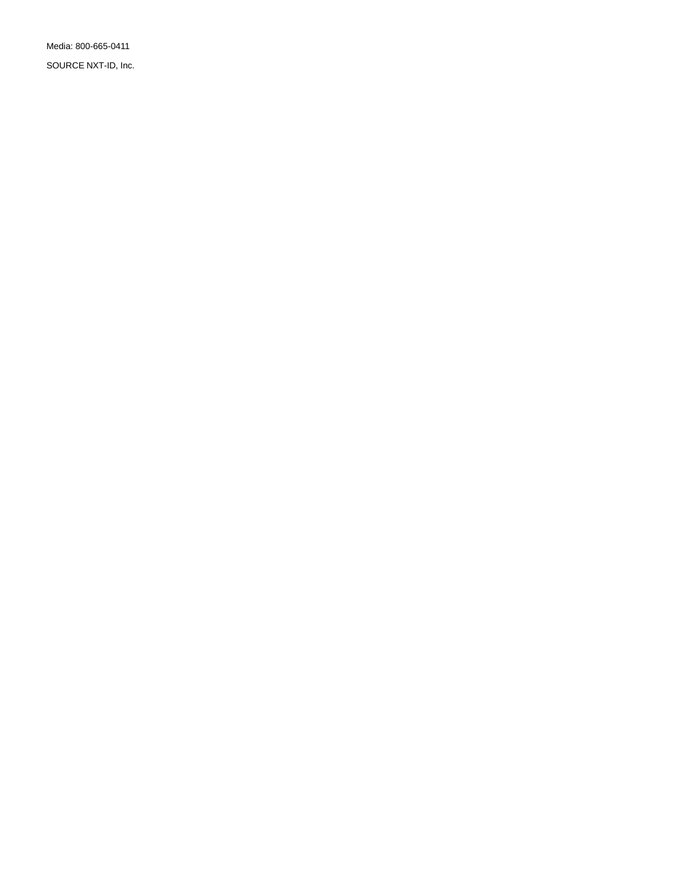Media: 800-665-0411

SOURCE NXT-ID, Inc.